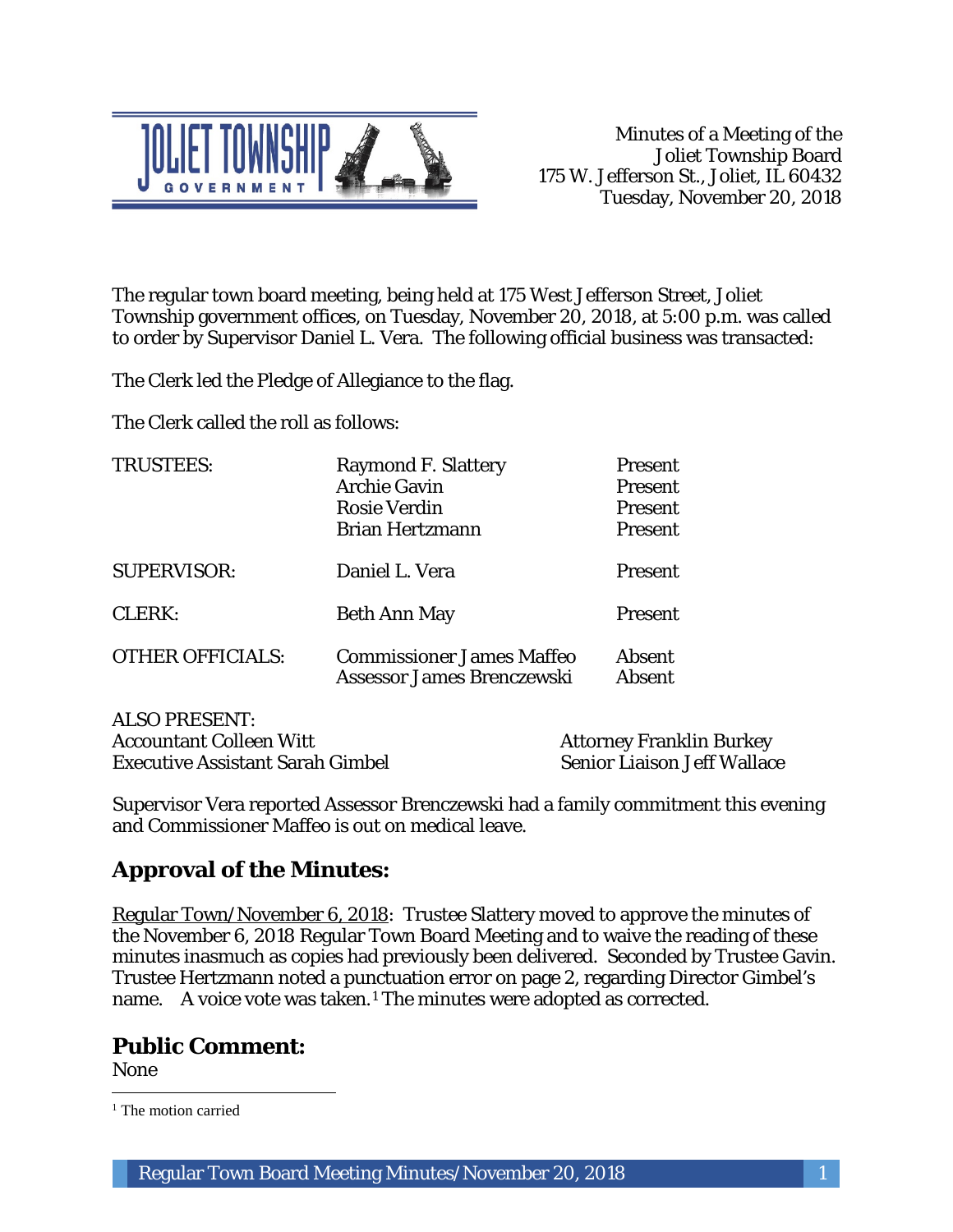Minutes of a Meeting of the
Joliet Township Board
175 W. Jefferson St., Joliet, IL 60432
Tuesday, November 20, 2018

The regular town board meeting, being held at 175 West Jefferson Street, Joliet Township government offices, on Tuesday, November 20, 2018, at 5:00 p.m. was called to order by Supervisor Daniel L. Vera. The following official business was transacted:

The Clerk led the Pledge of Allegiance to the flag.

The Clerk called the roll as follows:

| | | |
|---|---|---|
| TRUSTEES: | Raymond F. Slattery | Present |
| | Archie Gavin | Present |
| | Rosie Verdin | Present |
| | Brian Hertzmann | Present |
| SUPERVISOR: | Daniel L. Vera | Present |
| CLERK: | Beth Ann May | Present |
| OTHER OFFICIALS: | Commissioner James Maffeo | Absent |
| | Assessor James Brenczewski | Absent |

ALSO PRESENT:
Accountant Colleen Witt
Executive Assistant Sarah Gimbel
Attorney Franklin Burkey
Senior Liaison Jeff Wallace

Supervisor Vera reported Assessor Brenczewski had a family commitment this evening and Commissioner Maffeo is out on medical leave.

## Approval of the Minutes:

Regular Town/November 6, 2018: Trustee Slattery moved to approve the minutes of the November 6, 2018 Regular Town Board Meeting and to waive the reading of these minutes inasmuch as copies had previously been delivered. Seconded by Trustee Gavin. Trustee Hertzmann noted a punctuation error on page 2, regarding Director Gimbel's name. A voice vote was taken.[1] The minutes were adopted as corrected.

## Public Comment:

None

[1] The motion carried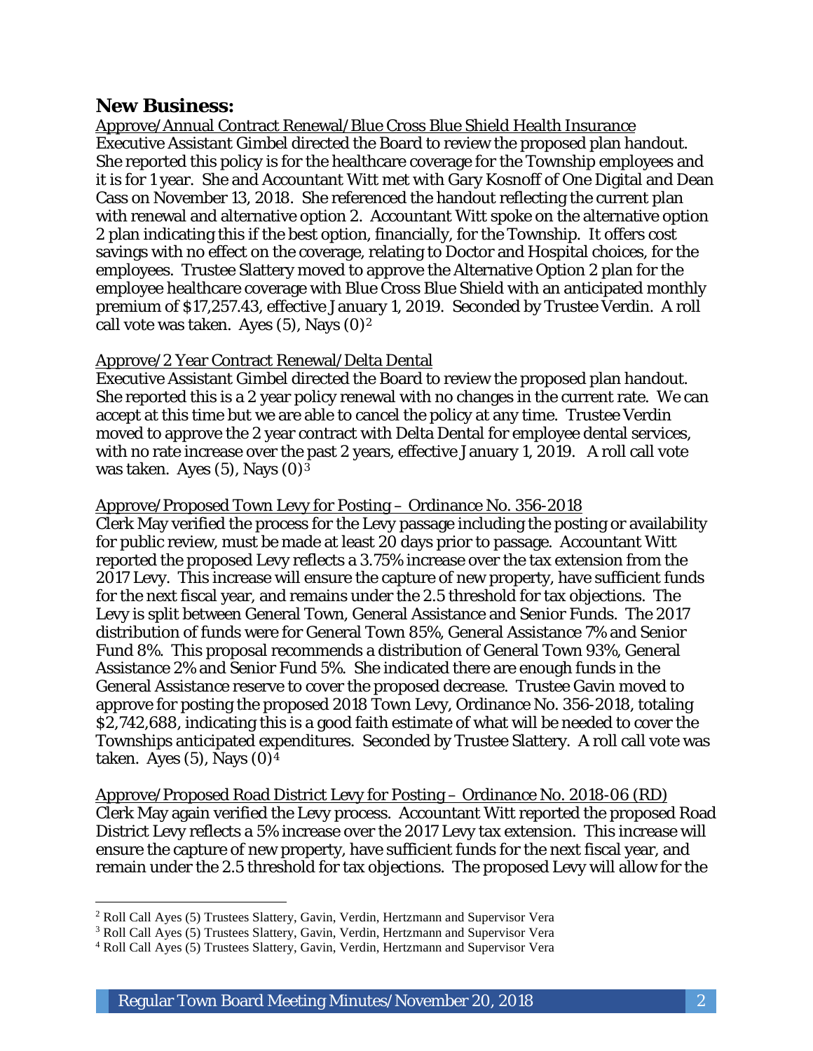## New Business:

Approve/Annual Contract Renewal/Blue Cross Blue Shield Health Insurance

Executive Assistant Gimbel directed the Board to review the proposed plan handout. She reported this policy is for the healthcare coverage for the Township employees and it is for 1 year. She and Accountant Witt met with Gary Kosnoff of One Digital and Dean Cass on November 13, 2018. She referenced the handout reflecting the current plan with renewal and alternative option 2. Accountant Witt spoke on the alternative option 2 plan indicating this if the best option, financially, for the Township. It offers cost savings with no effect on the coverage, relating to Doctor and Hospital choices, for the employees. Trustee Slattery moved to approve the Alternative Option 2 plan for the employee healthcare coverage with Blue Cross Blue Shield with an anticipated monthly premium of $17,257.43, effective January 1, 2019. Seconded by Trustee Verdin. A roll call vote was taken. Ayes (5), Nays (0)[2]

Approve/2 Year Contract Renewal/Delta Dental

Executive Assistant Gimbel directed the Board to review the proposed plan handout. She reported this is a 2 year policy renewal with no changes in the current rate. We can accept at this time but we are able to cancel the policy at any time. Trustee Verdin moved to approve the 2 year contract with Delta Dental for employee dental services, with no rate increase over the past 2 years, effective January 1, 2019. A roll call vote was taken. Ayes (5), Nays (0)[3]

Approve/Proposed Town Levy for Posting – Ordinance No. 356-2018

Clerk May verified the process for the Levy passage including the posting or availability for public review, must be made at least 20 days prior to passage. Accountant Witt reported the proposed Levy reflects a 3.75% increase over the tax extension from the 2017 Levy. This increase will ensure the capture of new property, have sufficient funds for the next fiscal year, and remains under the 2.5 threshold for tax objections. The Levy is split between General Town, General Assistance and Senior Funds. The 2017 distribution of funds were for General Town 85%, General Assistance 7% and Senior Fund 8%. This proposal recommends a distribution of General Town 93%, General Assistance 2% and Senior Fund 5%. She indicated there are enough funds in the General Assistance reserve to cover the proposed decrease. Trustee Gavin moved to approve for posting the proposed 2018 Town Levy, Ordinance No. 356-2018, totaling $2,742,688, indicating this is a good faith estimate of what will be needed to cover the Townships anticipated expenditures. Seconded by Trustee Slattery. A roll call vote was taken. Ayes (5), Nays (0)[4]

Approve/Proposed Road District Levy for Posting – Ordinance No. 2018-06 (RD)

Clerk May again verified the Levy process. Accountant Witt reported the proposed Road District Levy reflects a 5% increase over the 2017 Levy tax extension. This increase will ensure the capture of new property, have sufficient funds for the next fiscal year, and remain under the 2.5 threshold for tax objections. The proposed Levy will allow for the

---

[2] Roll Call Ayes (5) Trustees Slattery, Gavin, Verdin, Hertzmann and Supervisor Vera

[3] Roll Call Ayes (5) Trustees Slattery, Gavin, Verdin, Hertzmann and Supervisor Vera

[4] Roll Call Ayes (5) Trustees Slattery, Gavin, Verdin, Hertzmann and Supervisor Vera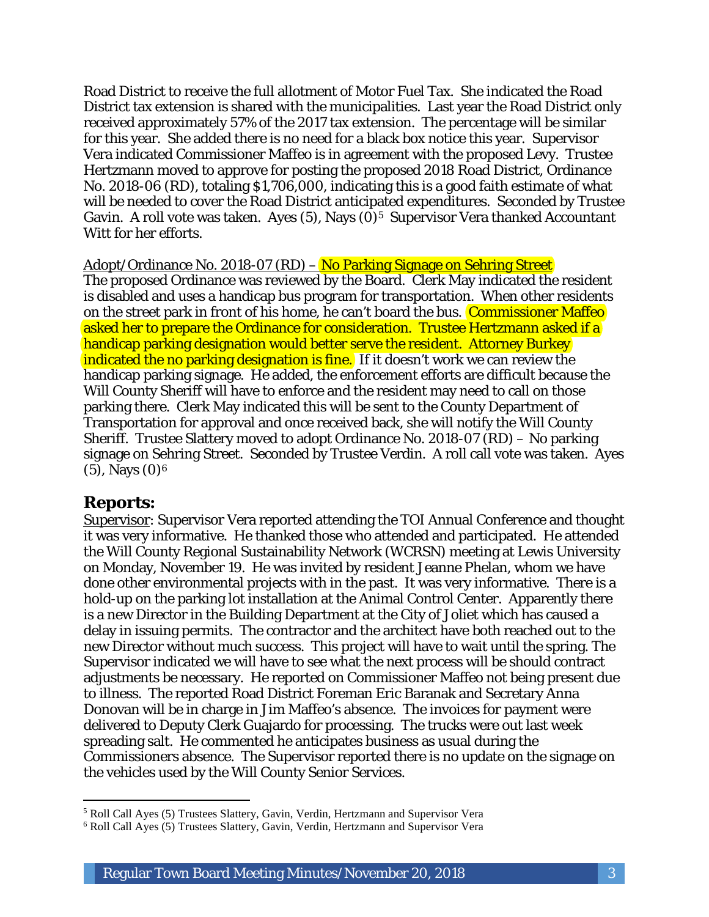Road District to receive the full allotment of Motor Fuel Tax. She indicated the Road District tax extension is shared with the municipalities. Last year the Road District only received approximately 57% of the 2017 tax extension. The percentage will be similar for this year. She added there is no need for a black box notice this year. Supervisor Vera indicated Commissioner Maffeo is in agreement with the proposed Levy. Trustee Hertzmann moved to approve for posting the proposed 2018 Road District, Ordinance No. 2018-06 (RD), totaling $1,706,000, indicating this is a good faith estimate of what will be needed to cover the Road District anticipated expenditures. Seconded by Trustee Gavin. A roll vote was taken. Ayes (5), Nays (0)[5] Supervisor Vera thanked Accountant Witt for her efforts.

Adopt/Ordinance No. 2018-07 (RD) – No Parking Signage on Sehring Street

The proposed Ordinance was reviewed by the Board. Clerk May indicated the resident is disabled and uses a handicap bus program for transportation. When other residents on the street park in front of his home, he can't board the bus. Commissioner Maffeo asked her to prepare the Ordinance for consideration. Trustee Hertzmann asked if a handicap parking designation would better serve the resident. Attorney Burkey indicated the no parking designation is fine. If it doesn't work we can review the handicap parking signage. He added, the enforcement efforts are difficult because the Will County Sheriff will have to enforce and the resident may need to call on those parking there. Clerk May indicated this will be sent to the County Department of Transportation for approval and once received back, she will notify the Will County Sheriff. Trustee Slattery moved to adopt Ordinance No. 2018-07 (RD) – No parking signage on Sehring Street. Seconded by Trustee Verdin. A roll call vote was taken. Ayes (5), Nays (0)[6]

## Reports:

Supervisor: Supervisor Vera reported attending the TOI Annual Conference and thought it was very informative. He thanked those who attended and participated. He attended the Will County Regional Sustainability Network (WCRSN) meeting at Lewis University on Monday, November 19. He was invited by resident Jeanne Phelan, whom we have done other environmental projects with in the past. It was very informative. There is a hold-up on the parking lot installation at the Animal Control Center. Apparently there is a new Director in the Building Department at the City of Joliet which has caused a delay in issuing permits. The contractor and the architect have both reached out to the new Director without much success. This project will have to wait until the spring. The Supervisor indicated we will have to see what the next process will be should contract adjustments be necessary. He reported on Commissioner Maffeo not being present due to illness. The reported Road District Foreman Eric Baranak and Secretary Anna Donovan will be in charge in Jim Maffeo's absence. The invoices for payment were delivered to Deputy Clerk Guajardo for processing. The trucks were out last week spreading salt. He commented he anticipates business as usual during the Commissioners absence. The Supervisor reported there is no update on the signage on the vehicles used by the Will County Senior Services.

---

[5] Roll Call Ayes (5) Trustees Slattery, Gavin, Verdin, Hertzmann and Supervisor Vera

[6] Roll Call Ayes (5) Trustees Slattery, Gavin, Verdin, Hertzmann and Supervisor Vera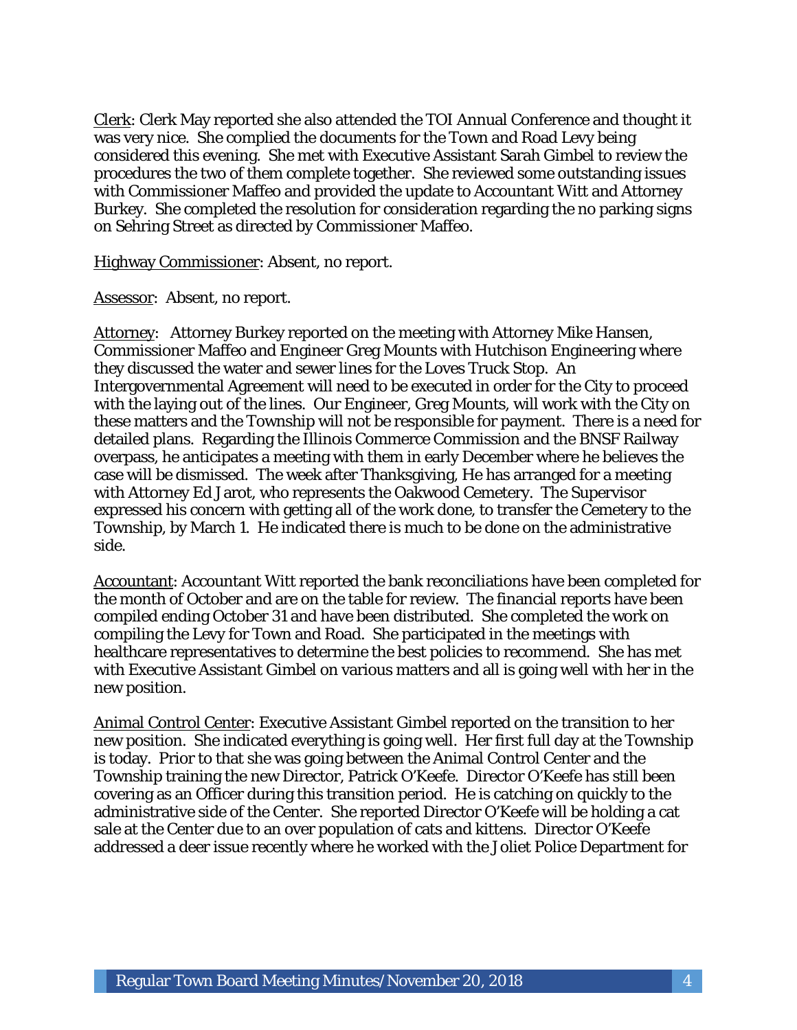Clerk: Clerk May reported she also attended the TOI Annual Conference and thought it was very nice. She complied the documents for the Town and Road Levy being considered this evening. She met with Executive Assistant Sarah Gimbel to review the procedures the two of them complete together. She reviewed some outstanding issues with Commissioner Maffeo and provided the update to Accountant Witt and Attorney Burkey. She completed the resolution for consideration regarding the no parking signs on Sehring Street as directed by Commissioner Maffeo.

Highway Commissioner: Absent, no report.

Assessor: Absent, no report.

Attorney: Attorney Burkey reported on the meeting with Attorney Mike Hansen, Commissioner Maffeo and Engineer Greg Mounts with Hutchison Engineering where they discussed the water and sewer lines for the Loves Truck Stop. An Intergovernmental Agreement will need to be executed in order for the City to proceed with the laying out of the lines. Our Engineer, Greg Mounts, will work with the City on these matters and the Township will not be responsible for payment. There is a need for detailed plans. Regarding the Illinois Commerce Commission and the BNSF Railway overpass, he anticipates a meeting with them in early December where he believes the case will be dismissed. The week after Thanksgiving, He has arranged for a meeting with Attorney Ed Jarot, who represents the Oakwood Cemetery. The Supervisor expressed his concern with getting all of the work done, to transfer the Cemetery to the Township, by March 1. He indicated there is much to be done on the administrative side.

Accountant: Accountant Witt reported the bank reconciliations have been completed for the month of October and are on the table for review. The financial reports have been compiled ending October 31 and have been distributed. She completed the work on compiling the Levy for Town and Road. She participated in the meetings with healthcare representatives to determine the best policies to recommend. She has met with Executive Assistant Gimbel on various matters and all is going well with her in the new position.

Animal Control Center: Executive Assistant Gimbel reported on the transition to her new position. She indicated everything is going well. Her first full day at the Township is today. Prior to that she was going between the Animal Control Center and the Township training the new Director, Patrick O'Keefe. Director O'Keefe has still been covering as an Officer during this transition period. He is catching on quickly to the administrative side of the Center. She reported Director O'Keefe will be holding a cat sale at the Center due to an over population of cats and kittens. Director O'Keefe addressed a deer issue recently where he worked with the Joliet Police Department for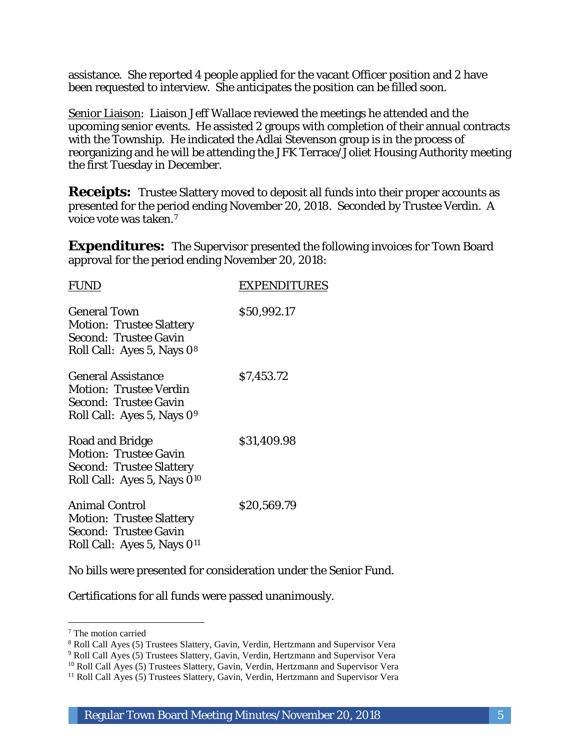assistance. She reported 4 people applied for the vacant Officer position and 2 have been requested to interview. She anticipates the position can be filled soon.

Senior Liaison: Liaison Jeff Wallace reviewed the meetings he attended and the upcoming senior events. He assisted 2 groups with completion of their annual contracts with the Township. He indicated the Adlai Stevenson group is in the process of reorganizing and he will be attending the JFK Terrace/Joliet Housing Authority meeting the first Tuesday in December.

**Receipts:** Trustee Slattery moved to deposit all funds into their proper accounts as presented for the period ending November 20, 2018. Seconded by Trustee Verdin. A voice vote was taken.[7]

**Expenditures:** The Supervisor presented the following invoices for Town Board approval for the period ending November 20, 2018:

| FUND | EXPENDITURES |
| --- | --- |
| General Town<br>Motion: Trustee Slattery<br>Second: Trustee Gavin<br>Roll Call: Ayes 5, Nays 0[8] | $50,992.17 |
| General Assistance<br>Motion: Trustee Verdin<br>Second: Trustee Gavin<br>Roll Call: Ayes 5, Nays 0[9] | $7,453.72 |
| Road and Bridge<br>Motion: Trustee Gavin<br>Second: Trustee Slattery<br>Roll Call: Ayes 5, Nays 0[10] | $31,409.98 |
| Animal Control<br>Motion: Trustee Slattery<br>Second: Trustee Gavin<br>Roll Call: Ayes 5, Nays 0[11] | $20,569.79 |

No bills were presented for consideration under the Senior Fund.

Certifications for all funds were passed unanimously.

---

[7] The motion carried

[8] Roll Call Ayes (5) Trustees Slattery, Gavin, Verdin, Hertzmann and Supervisor Vera

[9] Roll Call Ayes (5) Trustees Slattery, Gavin, Verdin, Hertzmann and Supervisor Vera

[10] Roll Call Ayes (5) Trustees Slattery, Gavin, Verdin, Hertzmann and Supervisor Vera

[11] Roll Call Ayes (5) Trustees Slattery, Gavin, Verdin, Hertzmann and Supervisor Vera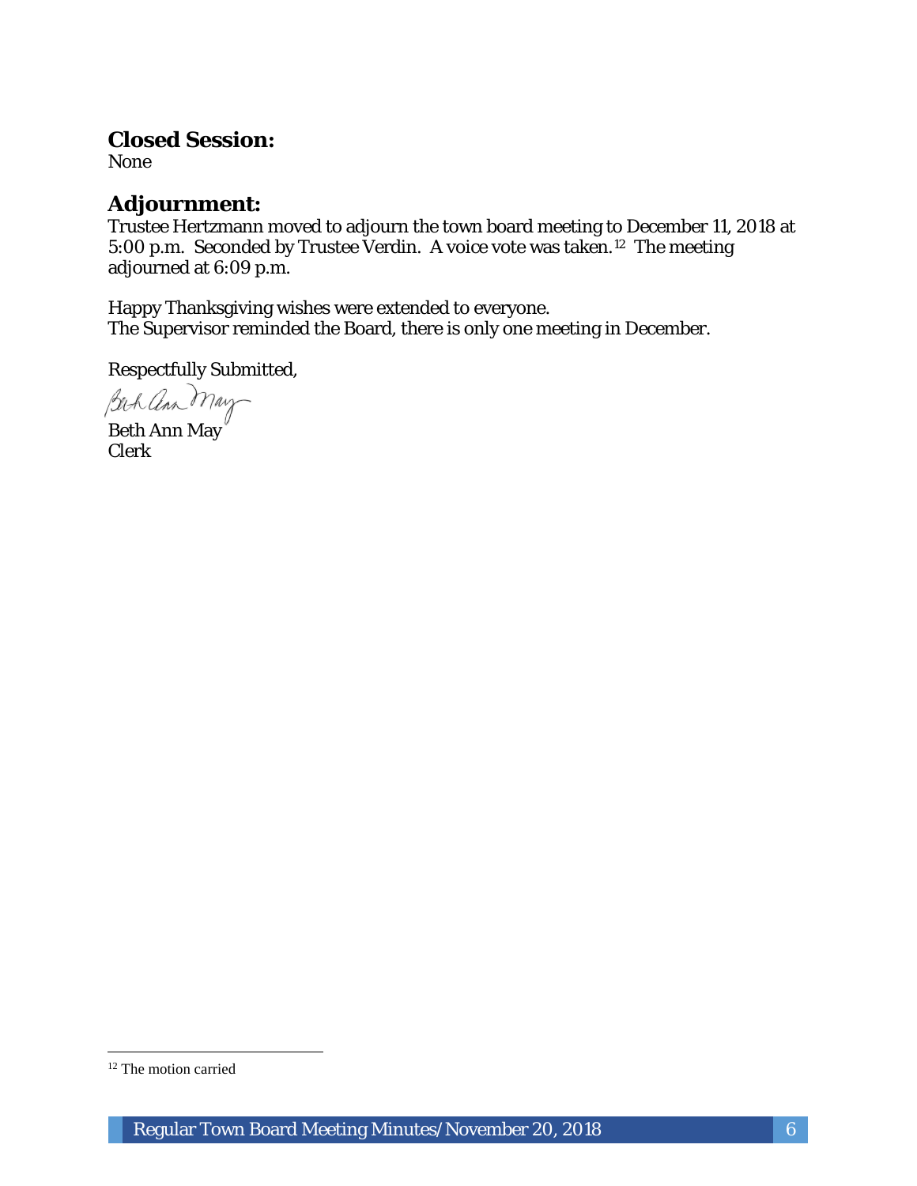## Closed Session:

None

## Adjournment:

Trustee Hertzmann moved to adjourn the town board meeting to December 11, 2018 at 5:00 p.m. Seconded by Trustee Verdin. A voice vote was taken.[12] The meeting adjourned at 6:09 p.m.

Happy Thanksgiving wishes were extended to everyone.
The Supervisor reminded the Board, there is only one meeting in December.

Respectfully Submitted,

Beth Ann May
Clerk

[12] The motion carried